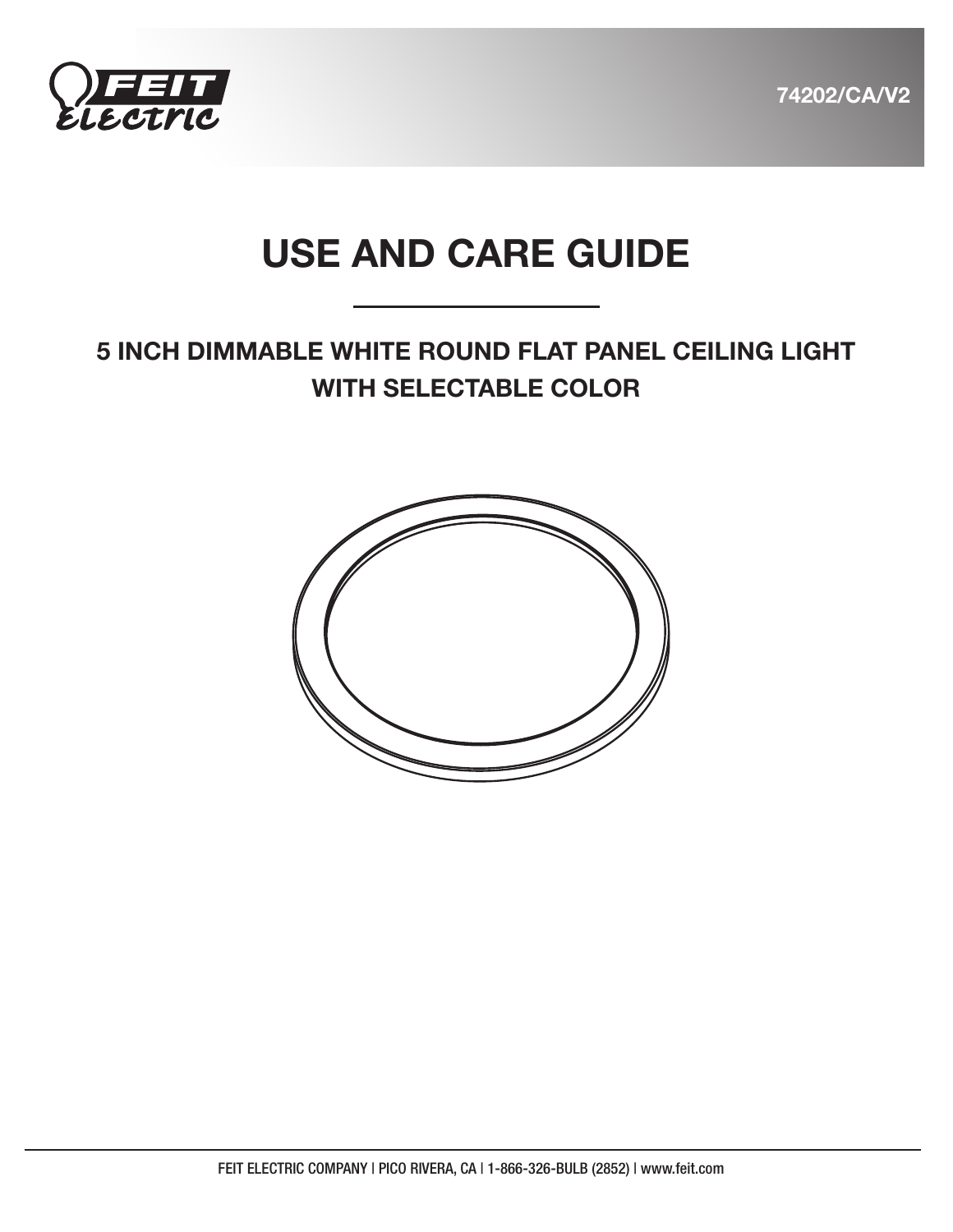74202/CA/V2

# USE AND CARE GUIDE

## 5 INCH DIMMABLE WHITE ROUND FLAT PANEL CEILING LIGHT WITH SELECTABLE COLOR

FEIT ELECTRIC COMPANY | PICO RIVERA, CA | 1-866-326-BULB (2852) | www.feit.com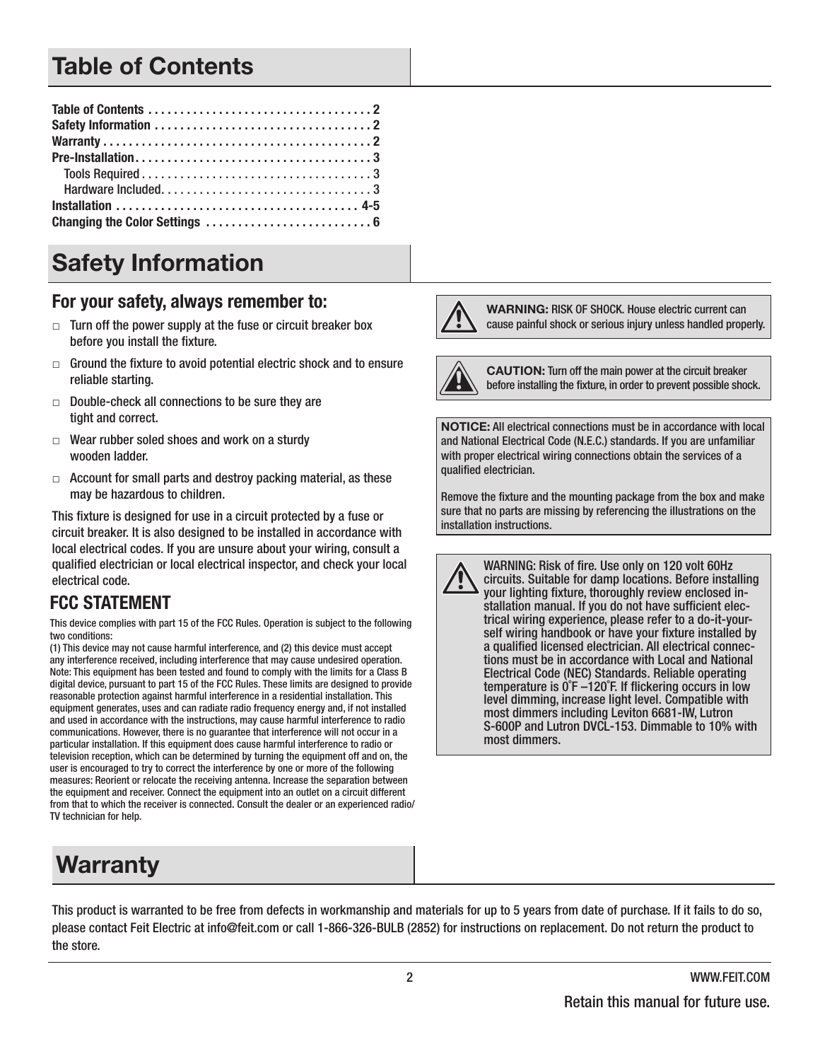# Table of Contents

| | |
|---|---|
| Table of Contents | 2 |
| Safety Information | 2 |
| Warranty | 2 |
| Pre-Installation | 3 |
| Tools Required | 3 |
| Hardware Included | 3 |
| Installation | 4-5 |
| Changing the Color Settings | 6 |

# Safety Information

## For your safety, always remember to:

- Turn off the power supply at the fuse or circuit breaker box before you install the fixture.
- Ground the fixture to avoid potential electric shock and to ensure reliable starting.
- Double-check all connections to be sure they are tight and correct.
- Wear rubber soled shoes and work on a sturdy wooden ladder.
- Account for small parts and destroy packing material, as these may be hazardous to children.

This fixture is designed for use in a circuit protected by a fuse or circuit breaker. It is also designed to be installed in accordance with local electrical codes. If you are unsure about your wiring, consult a qualified electrician or local electrical inspector, and check your local electrical code.

## FCC STATEMENT

This device complies with part 15 of the FCC Rules. Operation is subject to the following two conditions:
(1) This device may not cause harmful interference, and (2) this device must accept any interference received, including interference that may cause undesired operation.
Note: This equipment has been tested and found to comply with the limits for a Class B digital device, pursuant to part 15 of the FCC Rules. These limits are designed to provide reasonable protection against harmful interference in a residential installation. This equipment generates, uses and can radiate radio frequency energy and, if not installed and used in accordance with the instructions, may cause harmful interference to radio communications. However, there is no guarantee that interference will not occur in a particular installation. If this equipment does cause harmful interference to radio or television reception, which can be determined by turning the equipment off and on, the user is encouraged to try to correct the interference by one or more of the following measures: Reorient or relocate the receiving antenna. Increase the separation between the equipment and receiver. Connect the equipment into an outlet on a circuit different from that to which the receiver is connected. Consult the dealer or an experienced radio/TV technician for help.

**WARNING:** RISK OF SHOCK. House electric current can cause painful shock or serious injury unless handled properly.

**CAUTION:** Turn off the main power at the circuit breaker before installing the fixture, in order to prevent possible shock.

**NOTICE:** All electrical connections must be in accordance with local and National Electrical Code (N.E.C.) standards. If you are unfamiliar with proper electrical wiring connections obtain the services of a qualified electrician.

Remove the fixture and the mounting package from the box and make sure that no parts are missing by referencing the illustrations on the installation instructions.

WARNING: Risk of fire. Use only on 120 volt 60Hz circuits. Suitable for damp locations. Before installing your lighting fixture, thoroughly review enclosed installation manual. If you do not have sufficient electrical wiring experience, please refer to a do-it-yourself wiring handbook or have your fixture installed by a qualified licensed electrician. All electrical connections must be in accordance with Local and National Electrical Code (NEC) Standards. Reliable operating temperature is 0˚F –120˚F. If flickering occurs in low level dimming, increase light level. Compatible with most dimmers including Leviton 6681-IW, Lutron S-600P and Lutron DVCL-153. Dimmable to 10% with most dimmers.

# Warranty

This product is warranted to be free from defects in workmanship and materials for up to 5 years from date of purchase. If it fails to do so, please contact Feit Electric at info@feit.com or call 1-866-326-BULB (2852) for instructions on replacement. Do not return the product to the store.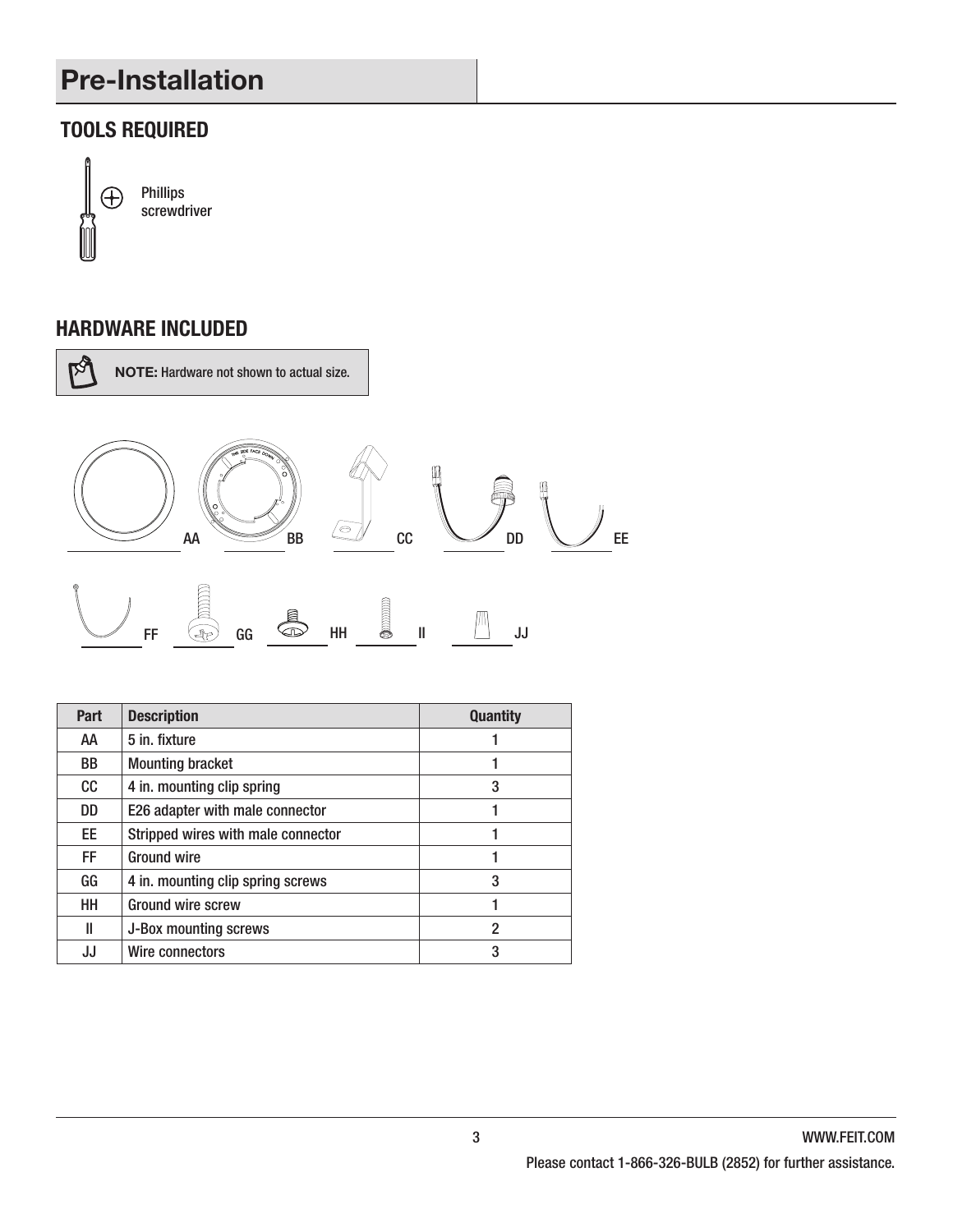# Pre-Installation

## TOOLS REQUIRED

Phillips screwdriver

## HARDWARE INCLUDED

**NOTE:** Hardware not shown to actual size.

AA BB CC DD EE

FF GG HH II JJ

| Part | Description | Quantity |
|---|---|---|
| AA | 5 in. fixture | 1 |
| BB | Mounting bracket | 1 |
| CC | 4 in. mounting clip spring | 3 |
| DD | E26 adapter with male connector | 1 |
| EE | Stripped wires with male connector | 1 |
| FF | Ground wire | 1 |
| GG | 4 in. mounting clip spring screws | 3 |
| HH | Ground wire screw | 1 |
| II | J-Box mounting screws | 2 |
| JJ | Wire connectors | 3 |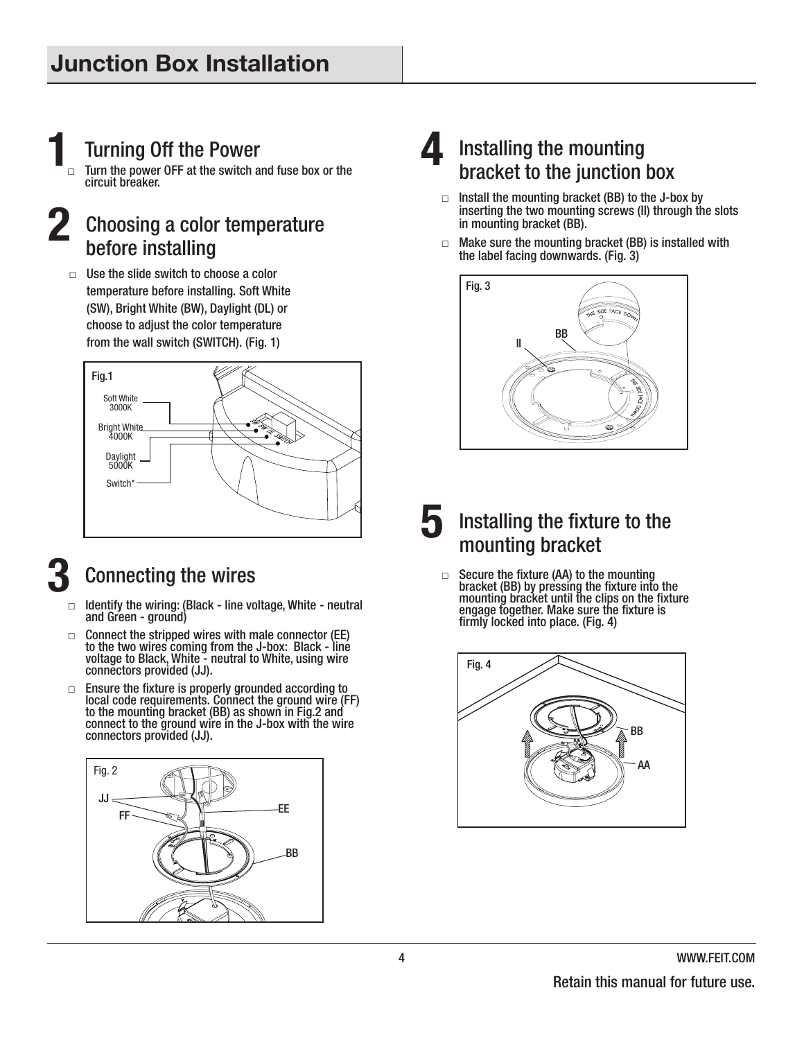# Junction Box Installation

## 1 Turning Off the Power

- Turn the power OFF at the switch and fuse box or the circuit breaker.

## 2 Choosing a color temperature before installing

- Use the slide switch to choose a color temperature before installing. Soft White (SW), Bright White (BW), Daylight (DL) or choose to adjust the color temperature from the wall switch (SWITCH). (Fig. 1)

Fig.1

Soft White 3000K
Bright White 4000K
Daylight 5000K
Switch*

## 3 Connecting the wires

- Identify the wiring: (Black - line voltage, White - neutral and Green - ground)
- Connect the stripped wires with male connector (EE) to the two wires coming from the J-box: Black - line voltage to Black, White - neutral to White, using wire connectors provided (JJ).
- Ensure the fixture is properly grounded according to local code requirements. Connect the ground wire (FF) to the mounting bracket (BB) as shown in Fig.2 and connect to the ground wire in the J-box with the wire connectors provided (JJ).

Fig. 2

## 4 Installing the mounting bracket to the junction box

- Install the mounting bracket (BB) to the J-box by inserting the two mounting screws (II) through the slots in mounting bracket (BB).
- Make sure the mounting bracket (BB) is installed with the label facing downwards. (Fig. 3)

Fig. 3

## 5 Installing the fixture to the mounting bracket

- Secure the fixture (AA) to the mounting bracket (BB) by pressing the fixture into the mounting bracket until the clips on the fixture engage together. Make sure the fixture is firmly locked into place. (Fig. 4)

Fig. 4

Retain this manual for future use.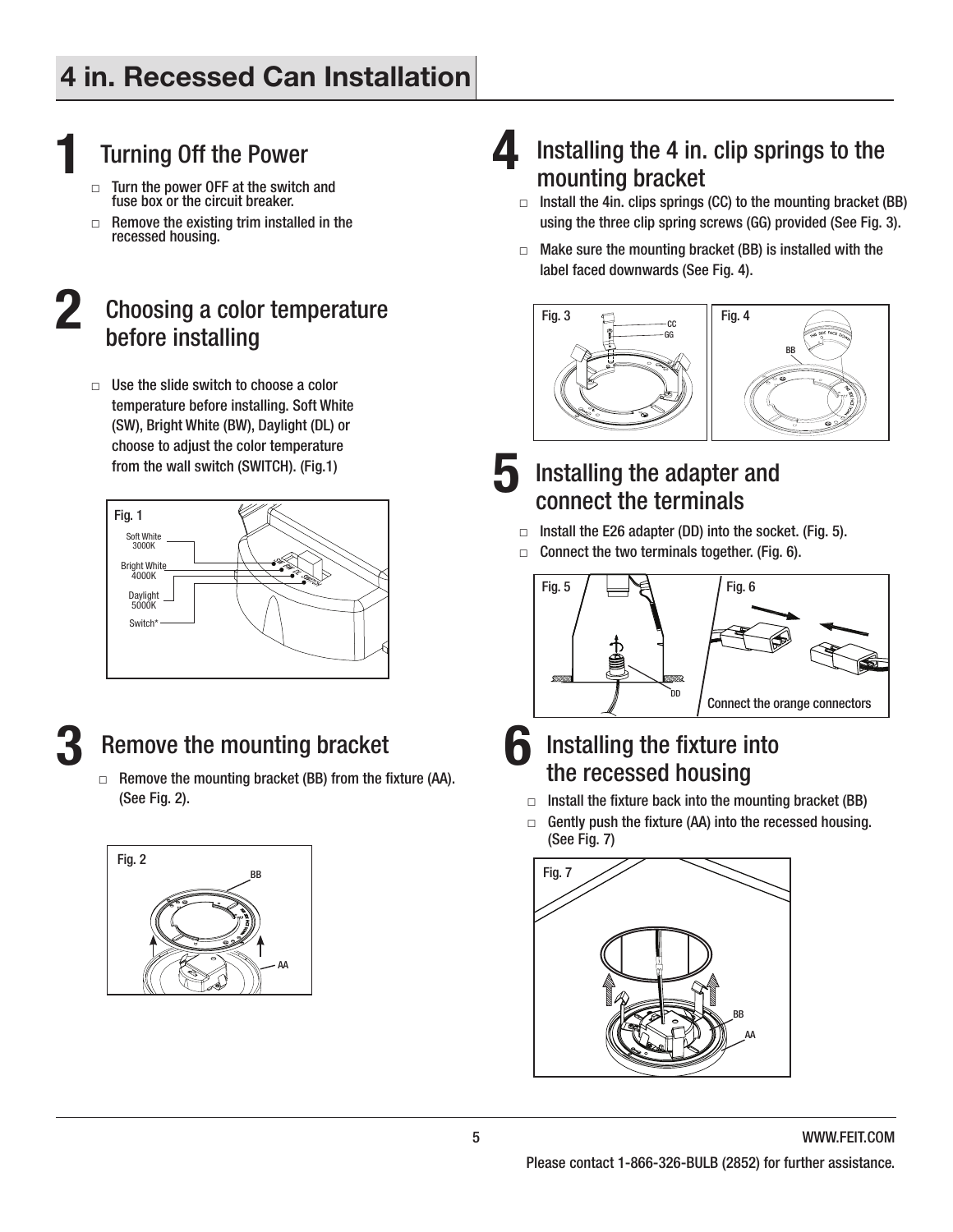# 4 in. Recessed Can Installation

## 1 Turning Off the Power

- □ Turn the power OFF at the switch and fuse box or the circuit breaker.
- □ Remove the existing trim installed in the recessed housing.

## 2 Choosing a color temperature before installing

- □ Use the slide switch to choose a color temperature before installing. Soft White (SW), Bright White (BW), Daylight (DL) or choose to adjust the color temperature from the wall switch (SWITCH). (Fig.1)

Fig. 1

Soft White 3000K

Bright White 4000K

Daylight 5000K

Switch*

## 3 Remove the mounting bracket

- □ Remove the mounting bracket (BB) from the fixture (AA). (See Fig. 2).

Fig. 2

BB

AA

## 4 Installing the 4 in. clip springs to the mounting bracket

- □ Install the 4in. clips springs (CC) to the mounting bracket (BB) using the three clip spring screws (GG) provided (See Fig. 3).
- □ Make sure the mounting bracket (BB) is installed with the label faced downwards (See Fig. 4).

Fig. 3

CC

GG

Fig. 4

BB

## 5 Installing the adapter and connect the terminals

- □ Install the E26 adapter (DD) into the socket. (Fig. 5).
- □ Connect the two terminals together. (Fig. 6).

Fig. 5

DD

Fig. 6

Connect the orange connectors

## 6 Installing the fixture into the recessed housing

- □ Install the fixture back into the mounting bracket (BB)
- □ Gently push the fixture (AA) into the recessed housing. (See Fig. 7)

Fig. 7

BB

AA

WWW.FEIT.COM

Please contact 1-866-326-BULB (2852) for further assistance.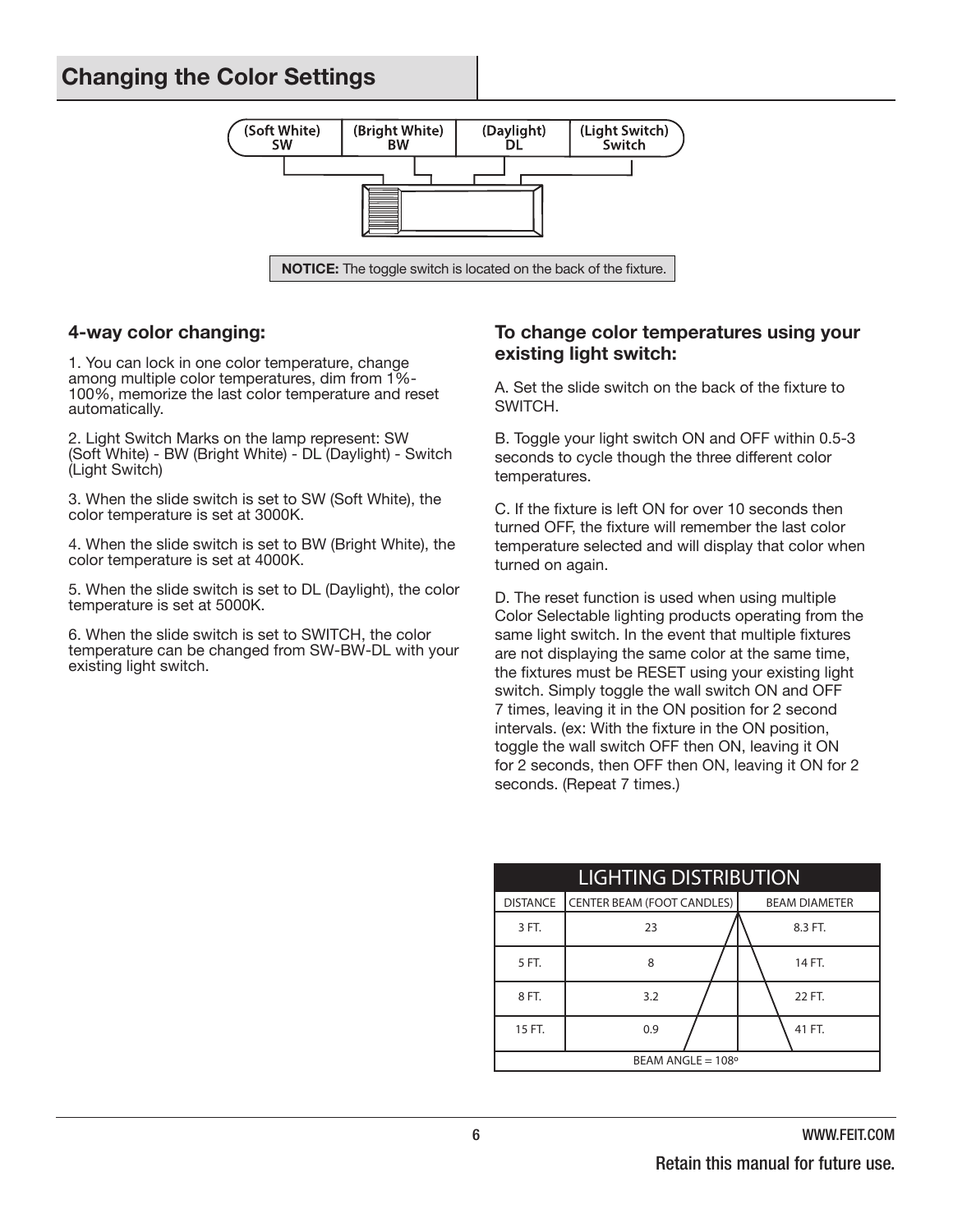## Changing the Color Settings

(Soft White) SW | (Bright White) BW | (Daylight) DL | (Light Switch) Switch

**NOTICE:** The toggle switch is located on the back of the fixture.

### 4-way color changing:

1. You can lock in one color temperature, change among multiple color temperatures, dim from 1%-100%, memorize the last color temperature and reset automatically.

2. Light Switch Marks on the lamp represent: SW (Soft White) - BW (Bright White) - DL (Daylight) - Switch (Light Switch)

3. When the slide switch is set to SW (Soft White), the color temperature is set at 3000K.

4. When the slide switch is set to BW (Bright White), the color temperature is set at 4000K.

5. When the slide switch is set to DL (Daylight), the color temperature is set at 5000K.

6. When the slide switch is set to SWITCH, the color temperature can be changed from SW-BW-DL with your existing light switch.

### To change color temperatures using your existing light switch:

A. Set the slide switch on the back of the fixture to SWITCH.

B. Toggle your light switch ON and OFF within 0.5-3 seconds to cycle though the three different color temperatures.

C. If the fixture is left ON for over 10 seconds then turned OFF, the fixture will remember the last color temperature selected and will display that color when turned on again.

D. The reset function is used when using multiple Color Selectable lighting products operating from the same light switch. In the event that multiple fixtures are not displaying the same color at the same time, the fixtures must be RESET using your existing light switch. Simply toggle the wall switch ON and OFF 7 times, leaving it in the ON position for 2 second intervals. (ex: With the fixture in the ON position, toggle the wall switch OFF then ON, leaving it ON for 2 seconds, then OFF then ON, leaving it ON for 2 seconds. (Repeat 7 times.)

**LIGHTING DISTRIBUTION**

| DISTANCE | CENTER BEAM (FOOT CANDLES) | BEAM DIAMETER |
|---|---|---|
| 3 FT. | 23 | 8.3 FT. |
| 5 FT. | 8 | 14 FT. |
| 8 FT. | 3.2 | 22 FT. |
| 15 FT. | 0.9 | 41 FT. |
| BEAM ANGLE = 108º | | |

Retain this manual for future use.